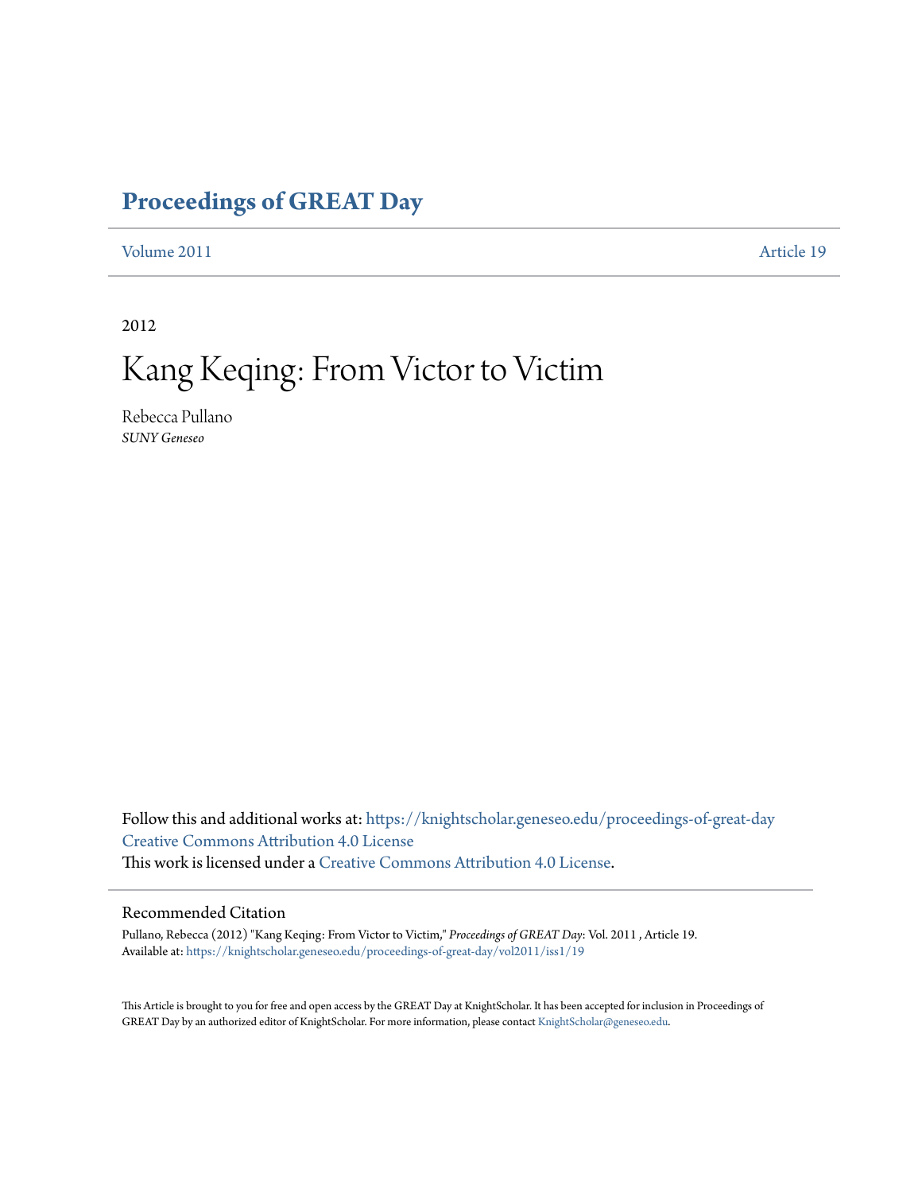# Proceedings of GREAT Day

Volume 2011 Article 19

2012

# Kang Keqing: From Victor to Victim

Rebecca Pullano
*SUNY Geneseo*

Follow this and additional works at: https://knightscholar.geneseo.edu/proceedings-of-great-day
Creative Commons Attribution 4.0 License
This work is licensed under a Creative Commons Attribution 4.0 License.

## Recommended Citation

Pullano, Rebecca (2012) "Kang Keqing: From Victor to Victim," *Proceedings of GREAT Day*: Vol. 2011 , Article 19.
Available at: https://knightscholar.geneseo.edu/proceedings-of-great-day/vol2011/iss1/19

This Article is brought to you for free and open access by the GREAT Day at KnightScholar. It has been accepted for inclusion in Proceedings of GREAT Day by an authorized editor of KnightScholar. For more information, please contact KnightScholar@geneseo.edu.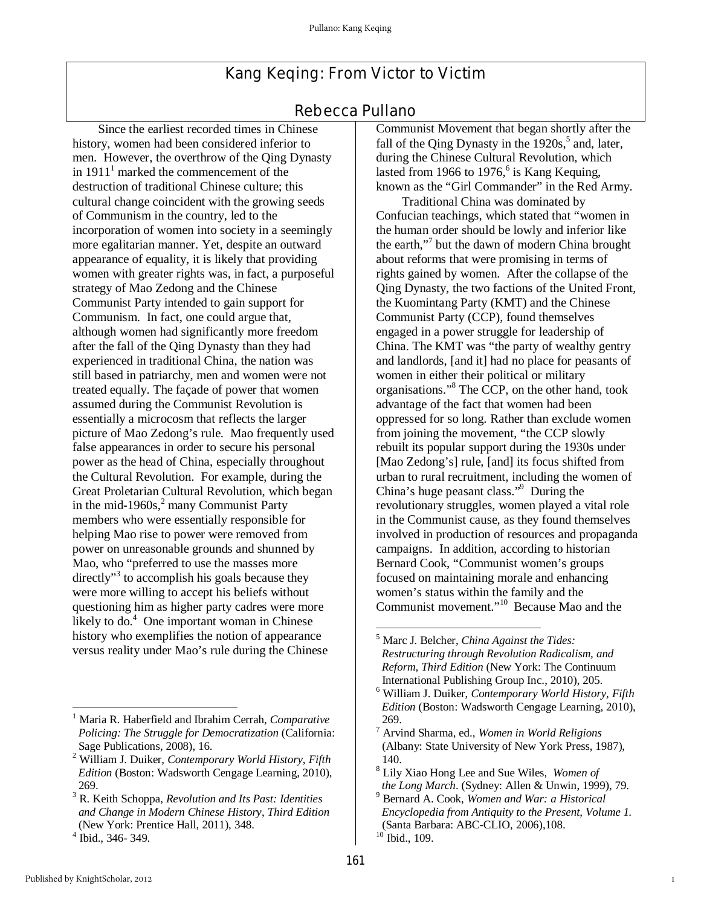# Kang Keqing: From Victor to Victim

## Rebecca Pullano

Since the earliest recorded times in Chinese history, women had been considered inferior to men. However, the overthrow of the Qing Dynasty in 1911[1] marked the commencement of the destruction of traditional Chinese culture; this cultural change coincident with the growing seeds of Communism in the country, led to the incorporation of women into society in a seemingly more egalitarian manner. Yet, despite an outward appearance of equality, it is likely that providing women with greater rights was, in fact, a purposeful strategy of Mao Zedong and the Chinese Communist Party intended to gain support for Communism. In fact, one could argue that, although women had significantly more freedom after the fall of the Qing Dynasty than they had experienced in traditional China, the nation was still based in patriarchy, men and women were not treated equally. The façade of power that women assumed during the Communist Revolution is essentially a microcosm that reflects the larger picture of Mao Zedong's rule. Mao frequently used false appearances in order to secure his personal power as the head of China, especially throughout the Cultural Revolution. For example, during the Great Proletarian Cultural Revolution, which began in the mid-1960s,[2] many Communist Party members who were essentially responsible for helping Mao rise to power were removed from power on unreasonable grounds and shunned by Mao, who "preferred to use the masses more directly"[3] to accomplish his goals because they were more willing to accept his beliefs without questioning him as higher party cadres were more likely to do.[4] One important woman in Chinese history who exemplifies the notion of appearance versus reality under Mao's rule during the Chinese Communist Movement that began shortly after the fall of the Qing Dynasty in the 1920s,[5] and, later, during the Chinese Cultural Revolution, which lasted from 1966 to 1976,[6] is Kang Kequing, known as the "Girl Commander" in the Red Army.

Traditional China was dominated by Confucian teachings, which stated that "women in the human order should be lowly and inferior like the earth,"[7] but the dawn of modern China brought about reforms that were promising in terms of rights gained by women. After the collapse of the Qing Dynasty, the two factions of the United Front, the Kuomintang Party (KMT) and the Chinese Communist Party (CCP), found themselves engaged in a power struggle for leadership of China. The KMT was "the party of wealthy gentry and landlords, [and it] had no place for peasants of women in either their political or military organisations."[8] The CCP, on the other hand, took advantage of the fact that women had been oppressed for so long. Rather than exclude women from joining the movement, "the CCP slowly rebuilt its popular support during the 1930s under [Mao Zedong's] rule, [and] its focus shifted from urban to rural recruitment, including the women of China's huge peasant class."[9] During the revolutionary struggles, women played a vital role in the Communist cause, as they found themselves involved in production of resources and propaganda campaigns. In addition, according to historian Bernard Cook, "Communist women's groups focused on maintaining morale and enhancing women's status within the family and the Communist movement."[10] Because Mao and the

---

[1] Maria R. Haberfield and Ibrahim Cerrah, *Comparative Policing: The Struggle for Democratization* (California: Sage Publications, 2008), 16.

[2] William J. Duiker, *Contemporary World History, Fifth Edition* (Boston: Wadsworth Cengage Learning, 2010), 269.

[3] R. Keith Schoppa, *Revolution and Its Past: Identities and Change in Modern Chinese History, Third Edition* (New York: Prentice Hall, 2011), 348.

[4] Ibid., 346- 349.

[5] Marc J. Belcher, *China Against the Tides: Restructuring through Revolution Radicalism, and Reform, Third Edition* (New York: The Continuum International Publishing Group Inc., 2010), 205.

[6] William J. Duiker, *Contemporary World History, Fifth Edition* (Boston: Wadsworth Cengage Learning, 2010), 269.

[7] Arvind Sharma, ed., *Women in World Religions* (Albany: State University of New York Press, 1987), 140.

[8] Lily Xiao Hong Lee and Sue Wiles, *Women of the Long March*. (Sydney: Allen & Unwin, 1999), 79.

[9] Bernard A. Cook, *Women and War: a Historical Encyclopedia from Antiquity to the Present, Volume 1.* (Santa Barbara: ABC-CLIO, 2006),108.

[10] Ibid., 109.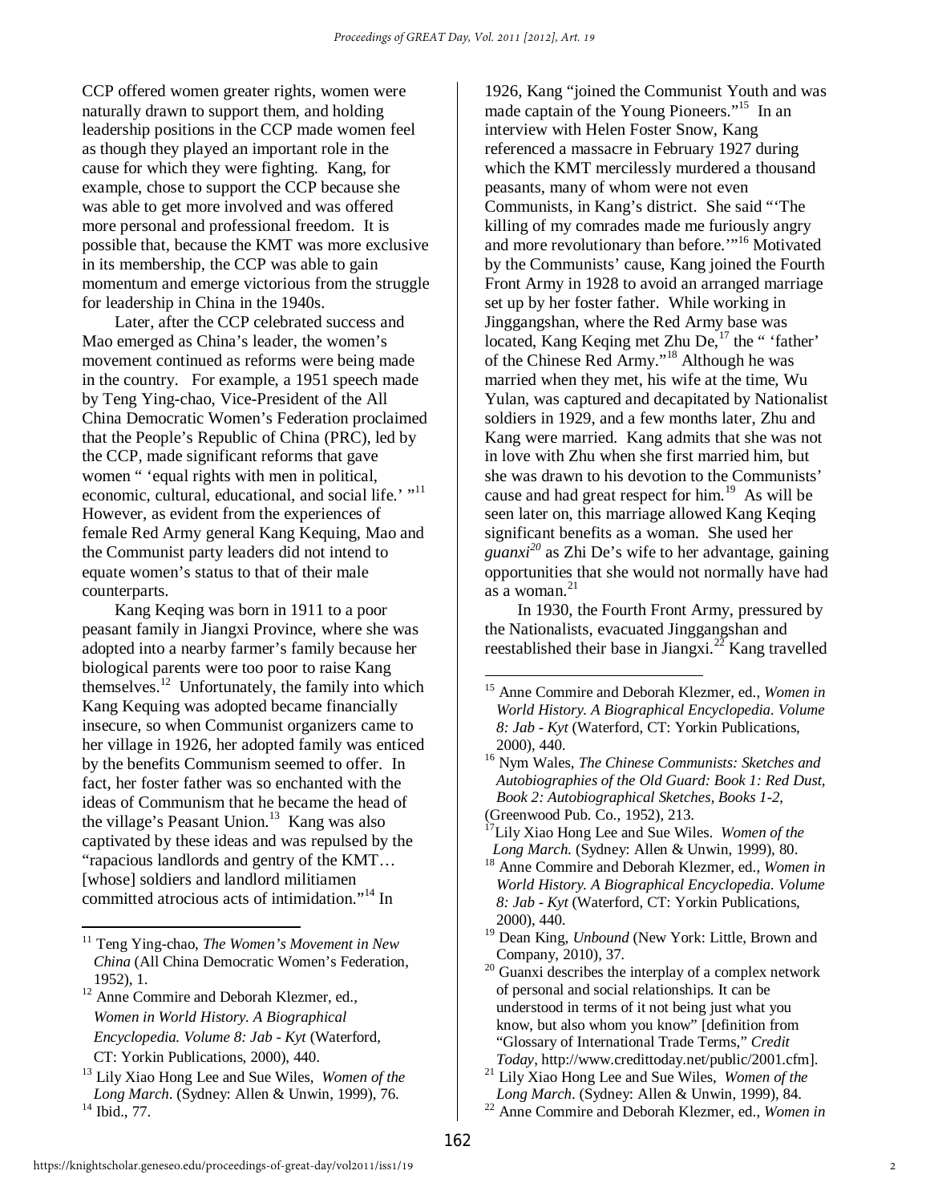CCP offered women greater rights, women were naturally drawn to support them, and holding leadership positions in the CCP made women feel as though they played an important role in the cause for which they were fighting. Kang, for example, chose to support the CCP because she was able to get more involved and was offered more personal and professional freedom. It is possible that, because the KMT was more exclusive in its membership, the CCP was able to gain momentum and emerge victorious from the struggle for leadership in China in the 1940s.

Later, after the CCP celebrated success and Mao emerged as China's leader, the women's movement continued as reforms were being made in the country. For example, a 1951 speech made by Teng Ying-chao, Vice-President of the All China Democratic Women's Federation proclaimed that the People's Republic of China (PRC), led by the CCP, made significant reforms that gave women " 'equal rights with men in political, economic, cultural, educational, and social life.' "[11] However, as evident from the experiences of female Red Army general Kang Kequing, Mao and the Communist party leaders did not intend to equate women's status to that of their male counterparts.

Kang Keqing was born in 1911 to a poor peasant family in Jiangxi Province, where she was adopted into a nearby farmer's family because her biological parents were too poor to raise Kang themselves.[12] Unfortunately, the family into which Kang Kequing was adopted became financially insecure, so when Communist organizers came to her village in 1926, her adopted family was enticed by the benefits Communism seemed to offer. In fact, her foster father was so enchanted with the ideas of Communism that he became the head of the village's Peasant Union.[13] Kang was also captivated by these ideas and was repulsed by the "rapacious landlords and gentry of the KMT… [whose] soldiers and landlord militiamen committed atrocious acts of intimidation."[14] In 1926, Kang "joined the Communist Youth and was made captain of the Young Pioneers."[15] In an interview with Helen Foster Snow, Kang referenced a massacre in February 1927 during which the KMT mercilessly murdered a thousand peasants, many of whom were not even Communists, in Kang's district. She said "'The killing of my comrades made me furiously angry and more revolutionary than before.'"[16] Motivated by the Communists' cause, Kang joined the Fourth Front Army in 1928 to avoid an arranged marriage set up by her foster father. While working in Jinggangshan, where the Red Army base was located, Kang Keqing met Zhu De,[17] the " 'father' of the Chinese Red Army."[18] Although he was married when they met, his wife at the time, Wu Yulan, was captured and decapitated by Nationalist soldiers in 1929, and a few months later, Zhu and Kang were married. Kang admits that she was not in love with Zhu when she first married him, but she was drawn to his devotion to the Communists' cause and had great respect for him.[19] As will be seen later on, this marriage allowed Kang Keqing significant benefits as a woman. She used her *guanxi*[20] as Zhi De's wife to her advantage, gaining opportunities that she would not normally have had as a woman.[21]

In 1930, the Fourth Front Army, pressured by the Nationalists, evacuated Jinggangshan and reestablished their base in Jiangxi.[22] Kang travelled

---

[11] Teng Ying-chao, *The Women's Movement in New China* (All China Democratic Women's Federation, 1952), 1.

[12] Anne Commire and Deborah Klezmer, ed., *Women in World History. A Biographical Encyclopedia. Volume 8: Jab - Kyt* (Waterford, CT: Yorkin Publications, 2000), 440.

[13] Lily Xiao Hong Lee and Sue Wiles, *Women of the Long March*. (Sydney: Allen & Unwin, 1999), 76.

[14] Ibid., 77.

[15] Anne Commire and Deborah Klezmer, ed., *Women in World History. A Biographical Encyclopedia. Volume 8: Jab - Kyt* (Waterford, CT: Yorkin Publications, 2000), 440.

[16] Nym Wales, *The Chinese Communists: Sketches and Autobiographies of the Old Guard: Book 1: Red Dust, Book 2: Autobiographical Sketches, Books 1-2*, (Greenwood Pub. Co., 1952), 213.

[17] Lily Xiao Hong Lee and Sue Wiles. *Women of the Long March.* (Sydney: Allen & Unwin, 1999), 80.

[18] Anne Commire and Deborah Klezmer, ed., *Women in World History. A Biographical Encyclopedia. Volume 8: Jab - Kyt* (Waterford, CT: Yorkin Publications, 2000), 440.

[19] Dean King, *Unbound* (New York: Little, Brown and Company, 2010), 37.

[20] Guanxi describes the interplay of a complex network of personal and social relationships. It can be understood in terms of it not being just what you know, but also whom you know" [definition from "Glossary of International Trade Terms," *Credit Today*, http://www.credittoday.net/public/2001.cfm].

[21] Lily Xiao Hong Lee and Sue Wiles, *Women of the Long March*. (Sydney: Allen & Unwin, 1999), 84.

[22] Anne Commire and Deborah Klezmer, ed., *Women in*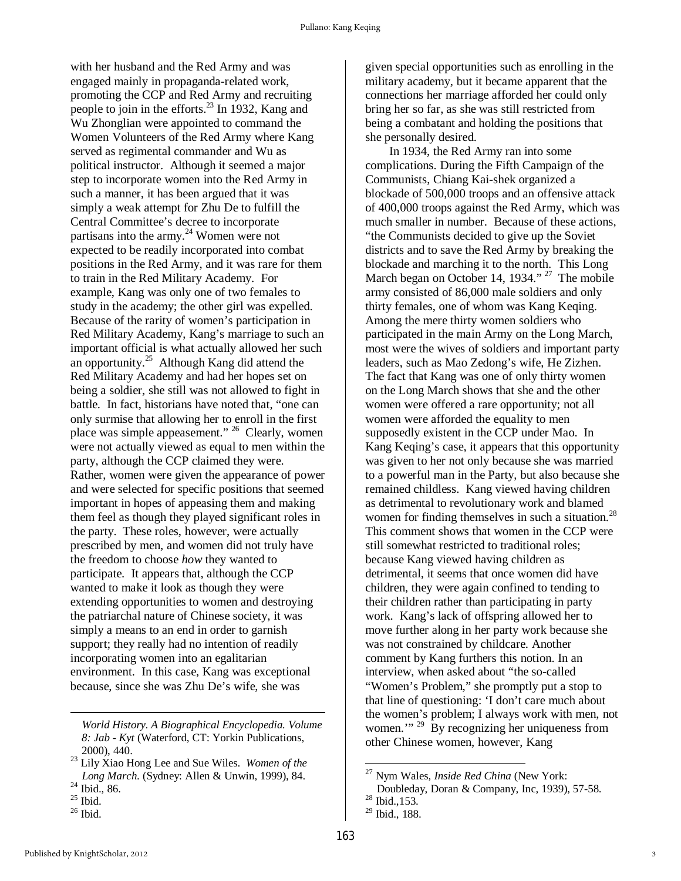with her husband and the Red Army and was engaged mainly in propaganda-related work, promoting the CCP and Red Army and recruiting people to join in the efforts.[23] In 1932, Kang and Wu Zhonglian were appointed to command the Women Volunteers of the Red Army where Kang served as regimental commander and Wu as political instructor. Although it seemed a major step to incorporate women into the Red Army in such a manner, it has been argued that it was simply a weak attempt for Zhu De to fulfill the Central Committee's decree to incorporate partisans into the army.[24] Women were not expected to be readily incorporated into combat positions in the Red Army, and it was rare for them to train in the Red Military Academy. For example, Kang was only one of two females to study in the academy; the other girl was expelled. Because of the rarity of women's participation in Red Military Academy, Kang's marriage to such an important official is what actually allowed her such an opportunity.[25] Although Kang did attend the Red Military Academy and had her hopes set on being a soldier, she still was not allowed to fight in battle. In fact, historians have noted that, "one can only surmise that allowing her to enroll in the first place was simple appeasement." [26] Clearly, women were not actually viewed as equal to men within the party, although the CCP claimed they were. Rather, women were given the appearance of power and were selected for specific positions that seemed important in hopes of appeasing them and making them feel as though they played significant roles in the party. These roles, however, were actually prescribed by men, and women did not truly have the freedom to choose *how* they wanted to participate. It appears that, although the CCP wanted to make it look as though they were extending opportunities to women and destroying the patriarchal nature of Chinese society, it was simply a means to an end in order to garnish support; they really had no intention of readily incorporating women into an egalitarian environment. In this case, Kang was exceptional because, since she was Zhu De's wife, she was given special opportunities such as enrolling in the military academy, but it became apparent that the connections her marriage afforded her could only bring her so far, as she was still restricted from being a combatant and holding the positions that she personally desired.

In 1934, the Red Army ran into some complications. During the Fifth Campaign of the Communists, Chiang Kai-shek organized a blockade of 500,000 troops and an offensive attack of 400,000 troops against the Red Army, which was much smaller in number. Because of these actions, "the Communists decided to give up the Soviet districts and to save the Red Army by breaking the blockade and marching it to the north. This Long March began on October 14, 1934." [27] The mobile army consisted of 86,000 male soldiers and only thirty females, one of whom was Kang Keqing. Among the mere thirty women soldiers who participated in the main Army on the Long March, most were the wives of soldiers and important party leaders, such as Mao Zedong's wife, He Zizhen. The fact that Kang was one of only thirty women on the Long March shows that she and the other women were offered a rare opportunity; not all women were afforded the equality to men supposedly existent in the CCP under Mao. In Kang Keqing's case, it appears that this opportunity was given to her not only because she was married to a powerful man in the Party, but also because she remained childless. Kang viewed having children as detrimental to revolutionary work and blamed women for finding themselves in such a situation.[28] This comment shows that women in the CCP were still somewhat restricted to traditional roles; because Kang viewed having children as detrimental, it seems that once women did have children, they were again confined to tending to their children rather than participating in party work. Kang's lack of offspring allowed her to move further along in her party work because she was not constrained by childcare. Another comment by Kang furthers this notion. In an interview, when asked about "the so-called "Women's Problem," she promptly put a stop to that line of questioning: 'I don't care much about the women's problem; I always work with men, not women.'" [29] By recognizing her uniqueness from other Chinese women, however, Kang

---

*World History. A Biographical Encyclopedia. Volume 8: Jab - Kyt* (Waterford, CT: Yorkin Publications, 2000), 440.

[23] Lily Xiao Hong Lee and Sue Wiles. *Women of the Long March.* (Sydney: Allen & Unwin, 1999), 84.

[24] Ibid., 86.

[25] Ibid.

[26] Ibid.

[27] Nym Wales, *Inside Red China* (New York: Doubleday, Doran & Company, Inc, 1939), 57-58.

[28] Ibid.,153.

[29] Ibid., 188.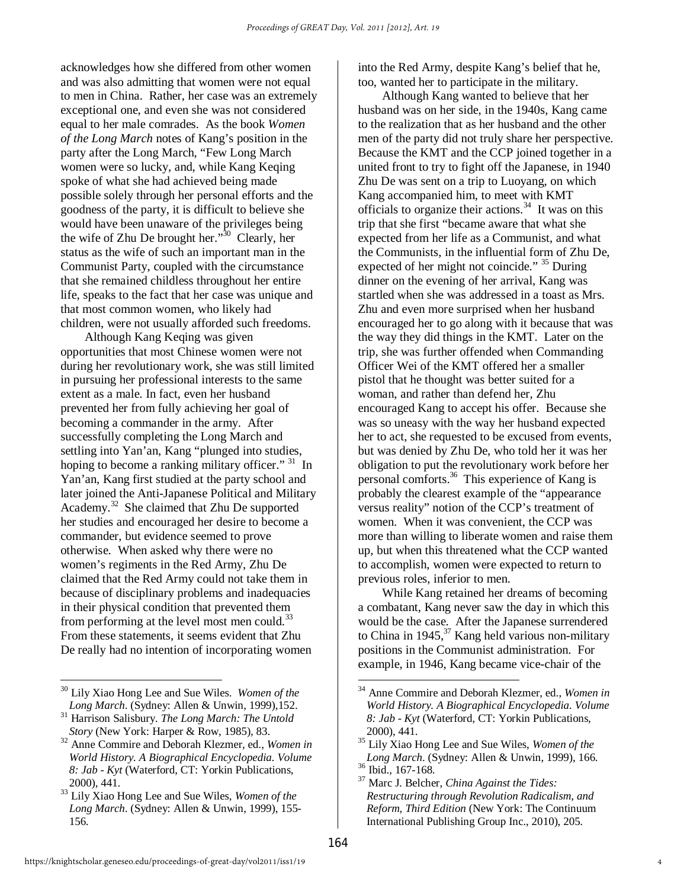acknowledges how she differed from other women and was also admitting that women were not equal to men in China. Rather, her case was an extremely exceptional one, and even she was not considered equal to her male comrades. As the book *Women of the Long March* notes of Kang's position in the party after the Long March, "Few Long March women were so lucky, and, while Kang Keqing spoke of what she had achieved being made possible solely through her personal efforts and the goodness of the party, it is difficult to believe she would have been unaware of the privileges being the wife of Zhu De brought her."[30] Clearly, her status as the wife of such an important man in the Communist Party, coupled with the circumstance that she remained childless throughout her entire life, speaks to the fact that her case was unique and that most common women, who likely had children, were not usually afforded such freedoms.

Although Kang Keqing was given opportunities that most Chinese women were not during her revolutionary work, she was still limited in pursuing her professional interests to the same extent as a male. In fact, even her husband prevented her from fully achieving her goal of becoming a commander in the army. After successfully completing the Long March and settling into Yan'an, Kang "plunged into studies, hoping to become a ranking military officer."[31] In Yan'an, Kang first studied at the party school and later joined the Anti-Japanese Political and Military Academy.[32] She claimed that Zhu De supported her studies and encouraged her desire to become a commander, but evidence seemed to prove otherwise. When asked why there were no women's regiments in the Red Army, Zhu De claimed that the Red Army could not take them in because of disciplinary problems and inadequacies in their physical condition that prevented them from performing at the level most men could.[33] From these statements, it seems evident that Zhu De really had no intention of incorporating women into the Red Army, despite Kang's belief that he, too, wanted her to participate in the military.

Although Kang wanted to believe that her husband was on her side, in the 1940s, Kang came to the realization that as her husband and the other men of the party did not truly share her perspective. Because the KMT and the CCP joined together in a united front to try to fight off the Japanese, in 1940 Zhu De was sent on a trip to Luoyang, on which Kang accompanied him, to meet with KMT officials to organize their actions.[34] It was on this trip that she first "became aware that what she expected from her life as a Communist, and what the Communists, in the influential form of Zhu De, expected of her might not coincide."[35] During dinner on the evening of her arrival, Kang was startled when she was addressed in a toast as Mrs. Zhu and even more surprised when her husband encouraged her to go along with it because that was the way they did things in the KMT. Later on the trip, she was further offended when Commanding Officer Wei of the KMT offered her a smaller pistol that he thought was better suited for a woman, and rather than defend her, Zhu encouraged Kang to accept his offer. Because she was so uneasy with the way her husband expected her to act, she requested to be excused from events, but was denied by Zhu De, who told her it was her obligation to put the revolutionary work before her personal comforts.[36] This experience of Kang is probably the clearest example of the "appearance versus reality" notion of the CCP's treatment of women. When it was convenient, the CCP was more than willing to liberate women and raise them up, but when this threatened what the CCP wanted to accomplish, women were expected to return to previous roles, inferior to men.

While Kang retained her dreams of becoming a combatant, Kang never saw the day in which this would be the case. After the Japanese surrendered to China in 1945,[37] Kang held various non-military positions in the Communist administration. For example, in 1946, Kang became vice-chair of the

---

[30] Lily Xiao Hong Lee and Sue Wiles. *Women of the Long March*. (Sydney: Allen & Unwin, 1999),152.

[31] Harrison Salisbury. *The Long March: The Untold Story* (New York: Harper & Row, 1985), 83.

[32] Anne Commire and Deborah Klezmer, ed., *Women in World History. A Biographical Encyclopedia. Volume 8: Jab - Kyt* (Waterford, CT: Yorkin Publications, 2000), 441.

[33] Lily Xiao Hong Lee and Sue Wiles, *Women of the Long March*. (Sydney: Allen & Unwin, 1999), 155-156.

[34] Anne Commire and Deborah Klezmer, ed., *Women in World History. A Biographical Encyclopedia. Volume 8: Jab - Kyt* (Waterford, CT: Yorkin Publications, 2000), 441.

[35] Lily Xiao Hong Lee and Sue Wiles, *Women of the Long March*. (Sydney: Allen & Unwin, 1999), 166.

[36] Ibid., 167-168.

[37] Marc J. Belcher, *China Against the Tides: Restructuring through Revolution Radicalism, and Reform, Third Edition* (New York: The Continuum International Publishing Group Inc., 2010), 205.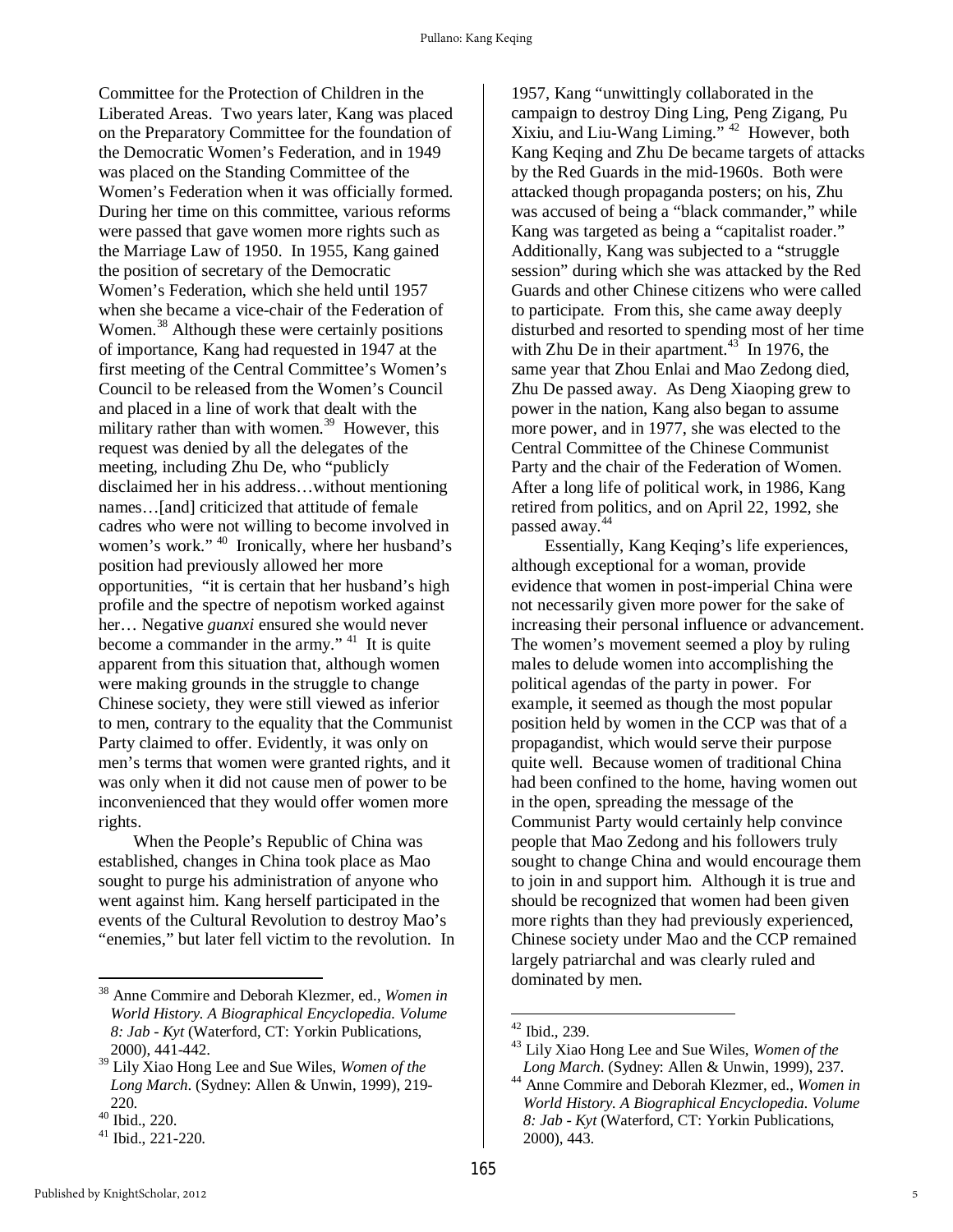Committee for the Protection of Children in the Liberated Areas. Two years later, Kang was placed on the Preparatory Committee for the foundation of the Democratic Women's Federation, and in 1949 was placed on the Standing Committee of the Women's Federation when it was officially formed. During her time on this committee, various reforms were passed that gave women more rights such as the Marriage Law of 1950. In 1955, Kang gained the position of secretary of the Democratic Women's Federation, which she held until 1957 when she became a vice-chair of the Federation of Women.[38] Although these were certainly positions of importance, Kang had requested in 1947 at the first meeting of the Central Committee's Women's Council to be released from the Women's Council and placed in a line of work that dealt with the military rather than with women.[39] However, this request was denied by all the delegates of the meeting, including Zhu De, who "publicly disclaimed her in his address…without mentioning names…[and] criticized that attitude of female cadres who were not willing to become involved in women's work." [40] Ironically, where her husband's position had previously allowed her more opportunities, "it is certain that her husband's high profile and the spectre of nepotism worked against her… Negative *guanxi* ensured she would never become a commander in the army." [41] It is quite apparent from this situation that, although women were making grounds in the struggle to change Chinese society, they were still viewed as inferior to men, contrary to the equality that the Communist Party claimed to offer. Evidently, it was only on men's terms that women were granted rights, and it was only when it did not cause men of power to be inconvenienced that they would offer women more rights.

When the People's Republic of China was established, changes in China took place as Mao sought to purge his administration of anyone who went against him. Kang herself participated in the events of the Cultural Revolution to destroy Mao's "enemies," but later fell victim to the revolution. In 1957, Kang "unwittingly collaborated in the campaign to destroy Ding Ling, Peng Zigang, Pu Xixiu, and Liu-Wang Liming." [42] However, both Kang Keqing and Zhu De became targets of attacks by the Red Guards in the mid-1960s. Both were attacked though propaganda posters; on his, Zhu was accused of being a "black commander," while Kang was targeted as being a "capitalist roader." Additionally, Kang was subjected to a "struggle session" during which she was attacked by the Red Guards and other Chinese citizens who were called to participate. From this, she came away deeply disturbed and resorted to spending most of her time with Zhu De in their apartment.[43] In 1976, the same year that Zhou Enlai and Mao Zedong died, Zhu De passed away. As Deng Xiaoping grew to power in the nation, Kang also began to assume more power, and in 1977, she was elected to the Central Committee of the Chinese Communist Party and the chair of the Federation of Women. After a long life of political work, in 1986, Kang retired from politics, and on April 22, 1992, she passed away.[44]

Essentially, Kang Keqing's life experiences, although exceptional for a woman, provide evidence that women in post-imperial China were not necessarily given more power for the sake of increasing their personal influence or advancement. The women's movement seemed a ploy by ruling males to delude women into accomplishing the political agendas of the party in power. For example, it seemed as though the most popular position held by women in the CCP was that of a propagandist, which would serve their purpose quite well. Because women of traditional China had been confined to the home, having women out in the open, spreading the message of the Communist Party would certainly help convince people that Mao Zedong and his followers truly sought to change China and would encourage them to join in and support him. Although it is true and should be recognized that women had been given more rights than they had previously experienced, Chinese society under Mao and the CCP remained largely patriarchal and was clearly ruled and dominated by men.

---

[38] Anne Commire and Deborah Klezmer, ed., *Women in World History. A Biographical Encyclopedia. Volume 8: Jab - Kyt* (Waterford, CT: Yorkin Publications, 2000), 441-442.

[39] Lily Xiao Hong Lee and Sue Wiles, *Women of the Long March*. (Sydney: Allen & Unwin, 1999), 219-220.

[40] Ibid., 220.

[41] Ibid., 221-220.

[42] Ibid., 239.

[43] Lily Xiao Hong Lee and Sue Wiles, *Women of the Long March*. (Sydney: Allen & Unwin, 1999), 237.

[44] Anne Commire and Deborah Klezmer, ed., *Women in World History. A Biographical Encyclopedia. Volume 8: Jab - Kyt* (Waterford, CT: Yorkin Publications, 2000), 443.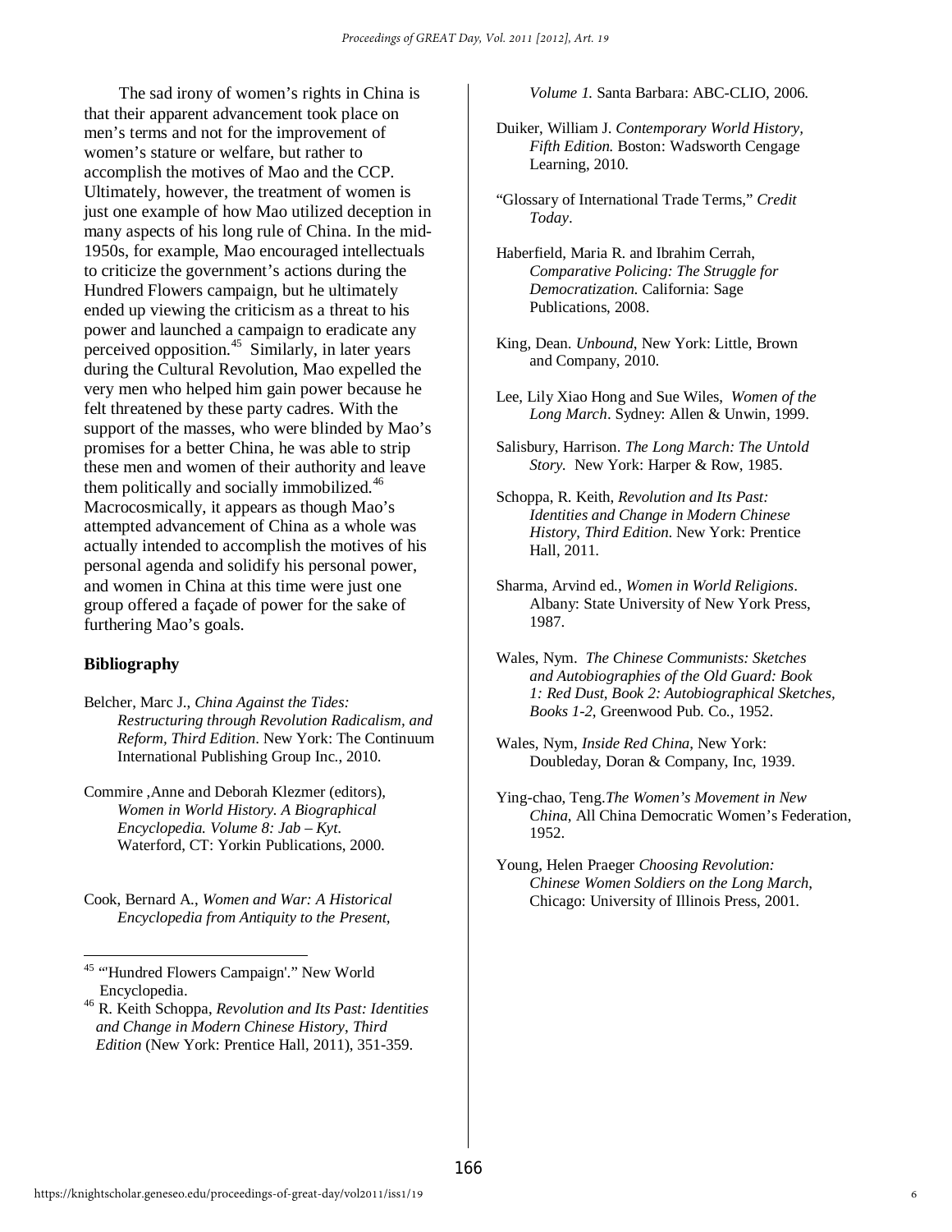The sad irony of women's rights in China is that their apparent advancement took place on men's terms and not for the improvement of women's stature or welfare, but rather to accomplish the motives of Mao and the CCP. Ultimately, however, the treatment of women is just one example of how Mao utilized deception in many aspects of his long rule of China. In the mid-1950s, for example, Mao encouraged intellectuals to criticize the government's actions during the Hundred Flowers campaign, but he ultimately ended up viewing the criticism as a threat to his power and launched a campaign to eradicate any perceived opposition.[45] Similarly, in later years during the Cultural Revolution, Mao expelled the very men who helped him gain power because he felt threatened by these party cadres. With the support of the masses, who were blinded by Mao's promises for a better China, he was able to strip these men and women of their authority and leave them politically and socially immobilized.[46] Macrocosmically, it appears as though Mao's attempted advancement of China as a whole was actually intended to accomplish the motives of his personal agenda and solidify his personal power, and women in China at this time were just one group offered a façade of power for the sake of furthering Mao's goals.

**Bibliography**

Belcher, Marc J., *China Against the Tides: Restructuring through Revolution Radicalism, and Reform, Third Edition*. New York: The Continuum International Publishing Group Inc., 2010.

Commire ,Anne and Deborah Klezmer (editors), *Women in World History. A Biographical Encyclopedia. Volume 8: Jab – Kyt*. Waterford, CT: Yorkin Publications, 2000.

Cook, Bernard A., *Women and War: A Historical Encyclopedia from Antiquity to the Present, Volume 1.* Santa Barbara: ABC-CLIO, 2006.

Duiker, William J. *Contemporary World History, Fifth Edition.* Boston: Wadsworth Cengage Learning, 2010.

"Glossary of International Trade Terms," *Credit Today*.

Haberfield, Maria R. and Ibrahim Cerrah, *Comparative Policing: The Struggle for Democratization.* California: Sage Publications, 2008.

King, Dean. *Unbound*, New York: Little, Brown and Company, 2010.

Lee, Lily Xiao Hong and Sue Wiles, *Women of the Long March*. Sydney: Allen & Unwin, 1999.

Salisbury, Harrison. *The Long March: The Untold Story.* New York: Harper & Row, 1985.

Schoppa, R. Keith, *Revolution and Its Past: Identities and Change in Modern Chinese History, Third Edition*. New York: Prentice Hall, 2011.

Sharma, Arvind ed., *Women in World Religions*. Albany: State University of New York Press, 1987.

Wales, Nym. *The Chinese Communists: Sketches and Autobiographies of the Old Guard: Book 1: Red Dust, Book 2: Autobiographical Sketches, Books 1-2*, Greenwood Pub. Co., 1952.

Wales, Nym, *Inside Red China*, New York: Doubleday, Doran & Company, Inc, 1939.

Ying-chao, Teng.*The Women's Movement in New China*, All China Democratic Women's Federation, 1952.

Young, Helen Praeger *Choosing Revolution: Chinese Women Soldiers on the Long March*, Chicago: University of Illinois Press, 2001.

---

[45] "'Hundred Flowers Campaign'." New World Encyclopedia.

[46] R. Keith Schoppa, *Revolution and Its Past: Identities and Change in Modern Chinese History, Third Edition* (New York: Prentice Hall, 2011), 351-359.